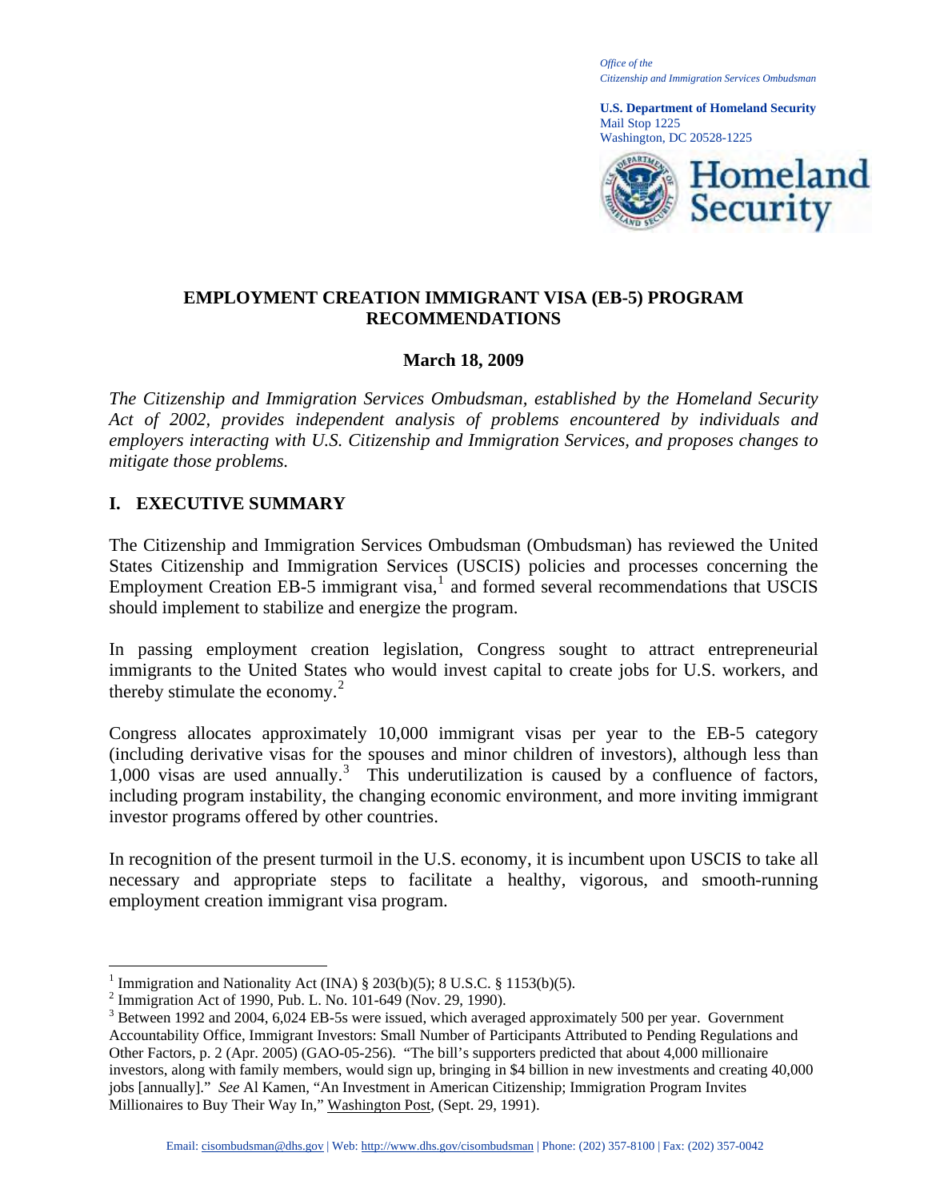*Office of the*
*Citizenship and Immigration Services Ombudsman*

**U.S. Department of Homeland Security**
Mail Stop 1225
Washington, DC 20528-1225

# EMPLOYMENT CREATION IMMIGRANT VISA (EB-5) PROGRAM RECOMMENDATIONS

**March 18, 2009**

*The Citizenship and Immigration Services Ombudsman, established by the Homeland Security Act of 2002, provides independent analysis of problems encountered by individuals and employers interacting with U.S. Citizenship and Immigration Services, and proposes changes to mitigate those problems.*

## I. EXECUTIVE SUMMARY

The Citizenship and Immigration Services Ombudsman (Ombudsman) has reviewed the United States Citizenship and Immigration Services (USCIS) policies and processes concerning the Employment Creation EB-5 immigrant visa,[1] and formed several recommendations that USCIS should implement to stabilize and energize the program.

In passing employment creation legislation, Congress sought to attract entrepreneurial immigrants to the United States who would invest capital to create jobs for U.S. workers, and thereby stimulate the economy.[2]

Congress allocates approximately 10,000 immigrant visas per year to the EB-5 category (including derivative visas for the spouses and minor children of investors), although less than 1,000 visas are used annually.[3] This underutilization is caused by a confluence of factors, including program instability, the changing economic environment, and more inviting immigrant investor programs offered by other countries.

In recognition of the present turmoil in the U.S. economy, it is incumbent upon USCIS to take all necessary and appropriate steps to facilitate a healthy, vigorous, and smooth-running employment creation immigrant visa program.

---

[1] Immigration and Nationality Act (INA) § 203(b)(5); 8 U.S.C. § 1153(b)(5).

[2] Immigration Act of 1990, Pub. L. No. 101-649 (Nov. 29, 1990).

[3] Between 1992 and 2004, 6,024 EB-5s were issued, which averaged approximately 500 per year. Government Accountability Office, Immigrant Investors: Small Number of Participants Attributed to Pending Regulations and Other Factors, p. 2 (Apr. 2005) (GAO-05-256). "The bill's supporters predicted that about 4,000 millionaire investors, along with family members, would sign up, bringing in $4 billion in new investments and creating 40,000 jobs [annually]." *See* Al Kamen, "An Investment in American Citizenship; Immigration Program Invites Millionaires to Buy Their Way In," Washington Post, (Sept. 29, 1991).

Email: cisombudsman@dhs.gov | Web: http://www.dhs.gov/cisombudsman | Phone: (202) 357-8100 | Fax: (202) 357-0042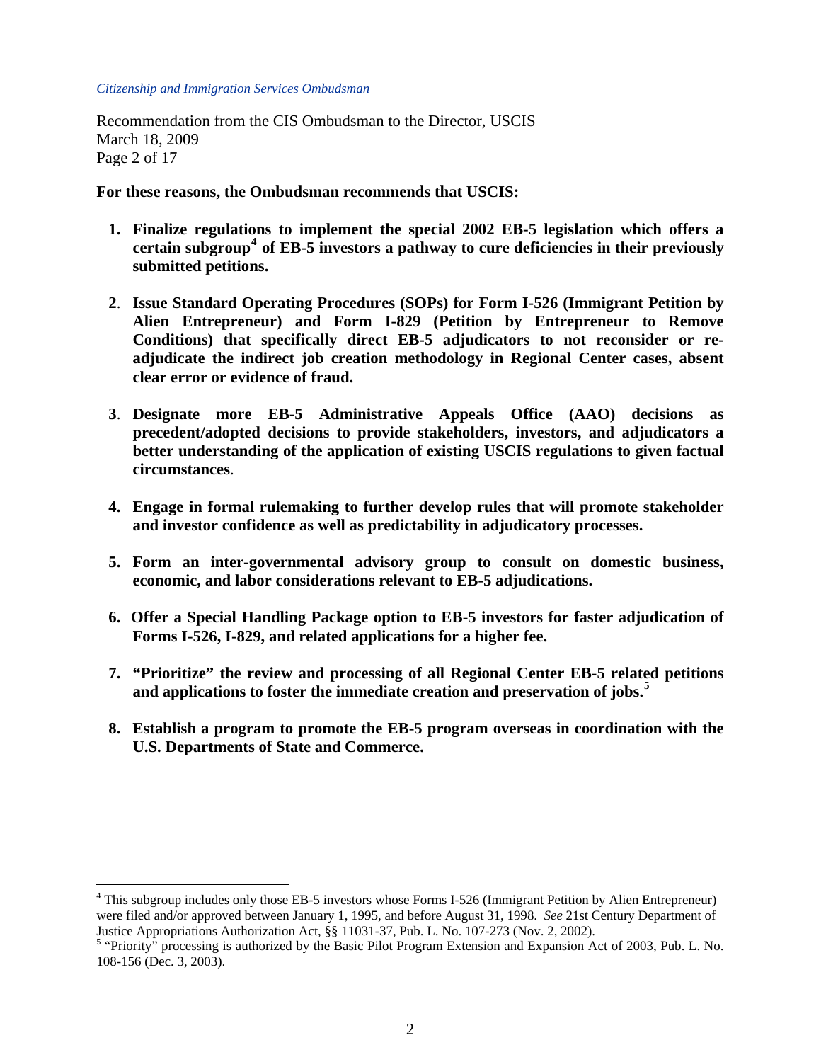**For these reasons, the Ombudsman recommends that USCIS:**

1. **Finalize regulations to implement the special 2002 EB-5 legislation which offers a certain subgroup[4] of EB-5 investors a pathway to cure deficiencies in their previously submitted petitions.**

2. **Issue Standard Operating Procedures (SOPs) for Form I-526 (Immigrant Petition by Alien Entrepreneur) and Form I-829 (Petition by Entrepreneur to Remove Conditions) that specifically direct EB-5 adjudicators to not reconsider or re-adjudicate the indirect job creation methodology in Regional Center cases, absent clear error or evidence of fraud.**

3. **Designate more EB-5 Administrative Appeals Office (AAO) decisions as precedent/adopted decisions to provide stakeholders, investors, and adjudicators a better understanding of the application of existing USCIS regulations to given factual circumstances**.

4. **Engage in formal rulemaking to further develop rules that will promote stakeholder and investor confidence as well as predictability in adjudicatory processes.**

5. **Form an inter-governmental advisory group to consult on domestic business, economic, and labor considerations relevant to EB-5 adjudications.**

6. **Offer a Special Handling Package option to EB-5 investors for faster adjudication of Forms I-526, I-829, and related applications for a higher fee.**

7. **"Prioritize" the review and processing of all Regional Center EB-5 related petitions and applications to foster the immediate creation and preservation of jobs.[5]**

8. **Establish a program to promote the EB-5 program overseas in coordination with the U.S. Departments of State and Commerce.**

---

[4] This subgroup includes only those EB-5 investors whose Forms I-526 (Immigrant Petition by Alien Entrepreneur) were filed and/or approved between January 1, 1995, and before August 31, 1998. *See* 21st Century Department of Justice Appropriations Authorization Act, §§ 11031-37, Pub. L. No. 107-273 (Nov. 2, 2002).

[5] "Priority" processing is authorized by the Basic Pilot Program Extension and Expansion Act of 2003, Pub. L. No. 108-156 (Dec. 3, 2003).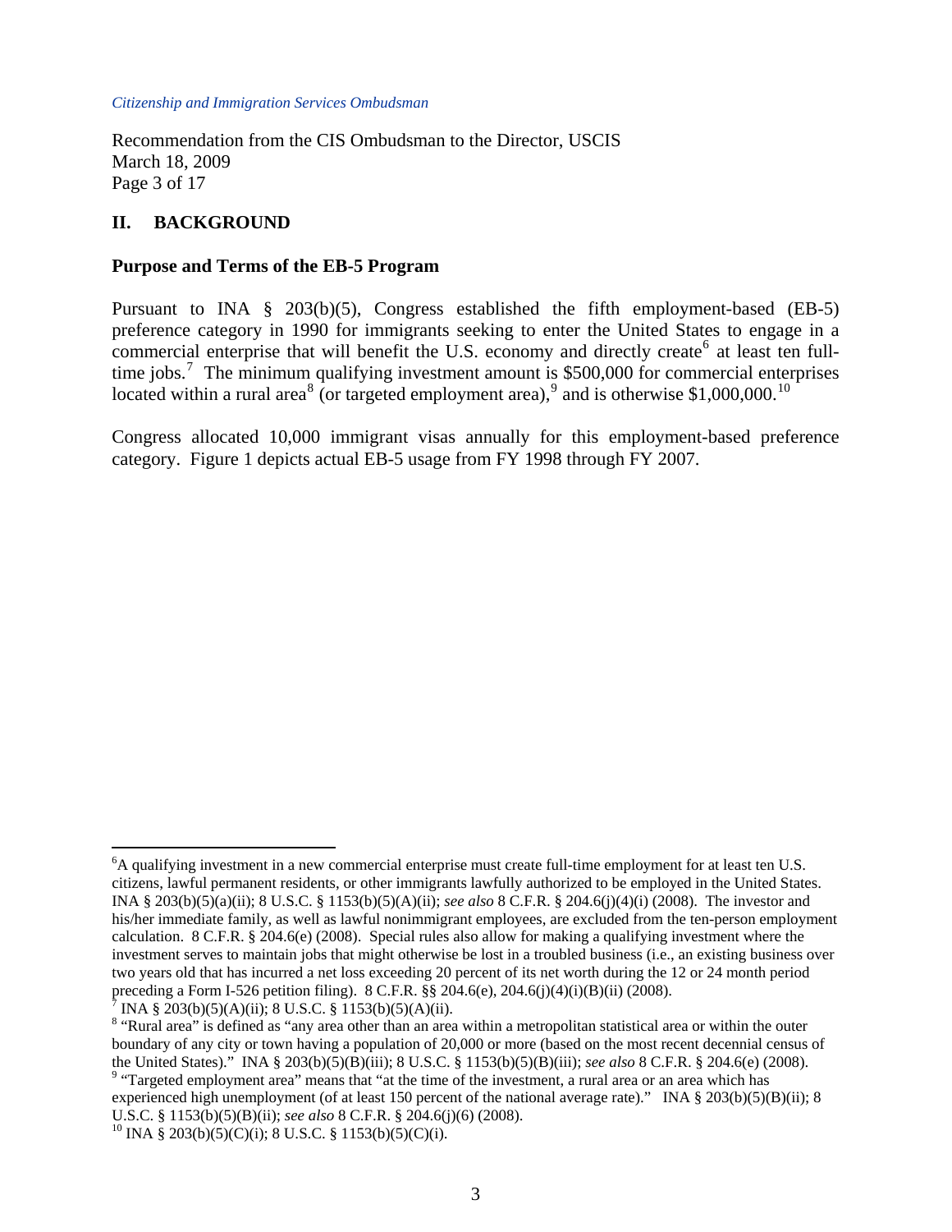## II. BACKGROUND

### Purpose and Terms of the EB-5 Program

Pursuant to INA § 203(b)(5), Congress established the fifth employment-based (EB-5) preference category in 1990 for immigrants seeking to enter the United States to engage in a commercial enterprise that will benefit the U.S. economy and directly create[6] at least ten full-time jobs.[7] The minimum qualifying investment amount is $500,000 for commercial enterprises located within a rural area[8] (or targeted employment area),[9] and is otherwise $1,000,000.[10]

Congress allocated 10,000 immigrant visas annually for this employment-based preference category. Figure 1 depicts actual EB-5 usage from FY 1998 through FY 2007.

---

[6] A qualifying investment in a new commercial enterprise must create full-time employment for at least ten U.S. citizens, lawful permanent residents, or other immigrants lawfully authorized to be employed in the United States. INA § 203(b)(5)(a)(ii); 8 U.S.C. § 1153(b)(5)(A)(ii); *see also* 8 C.F.R. § 204.6(j)(4)(i) (2008). The investor and his/her immediate family, as well as lawful nonimmigrant employees, are excluded from the ten-person employment calculation. 8 C.F.R. § 204.6(e) (2008). Special rules also allow for making a qualifying investment where the investment serves to maintain jobs that might otherwise be lost in a troubled business (i.e., an existing business over two years old that has incurred a net loss exceeding 20 percent of its net worth during the 12 or 24 month period preceding a Form I-526 petition filing). 8 C.F.R. §§ 204.6(e), 204.6(j)(4)(i)(B)(ii) (2008).

[7] INA § 203(b)(5)(A)(ii); 8 U.S.C. § 1153(b)(5)(A)(ii).

[8] "Rural area" is defined as "any area other than an area within a metropolitan statistical area or within the outer boundary of any city or town having a population of 20,000 or more (based on the most recent decennial census of the United States)." INA § 203(b)(5)(B)(iii); 8 U.S.C. § 1153(b)(5)(B)(iii); *see also* 8 C.F.R. § 204.6(e) (2008).

[9] "Targeted employment area" means that "at the time of the investment, a rural area or an area which has experienced high unemployment (of at least 150 percent of the national average rate)." INA § 203(b)(5)(B)(ii); 8 U.S.C. § 1153(b)(5)(B)(ii); *see also* 8 C.F.R. § 204.6(j)(6) (2008).

[10] INA § 203(b)(5)(C)(i); 8 U.S.C. § 1153(b)(5)(C)(i).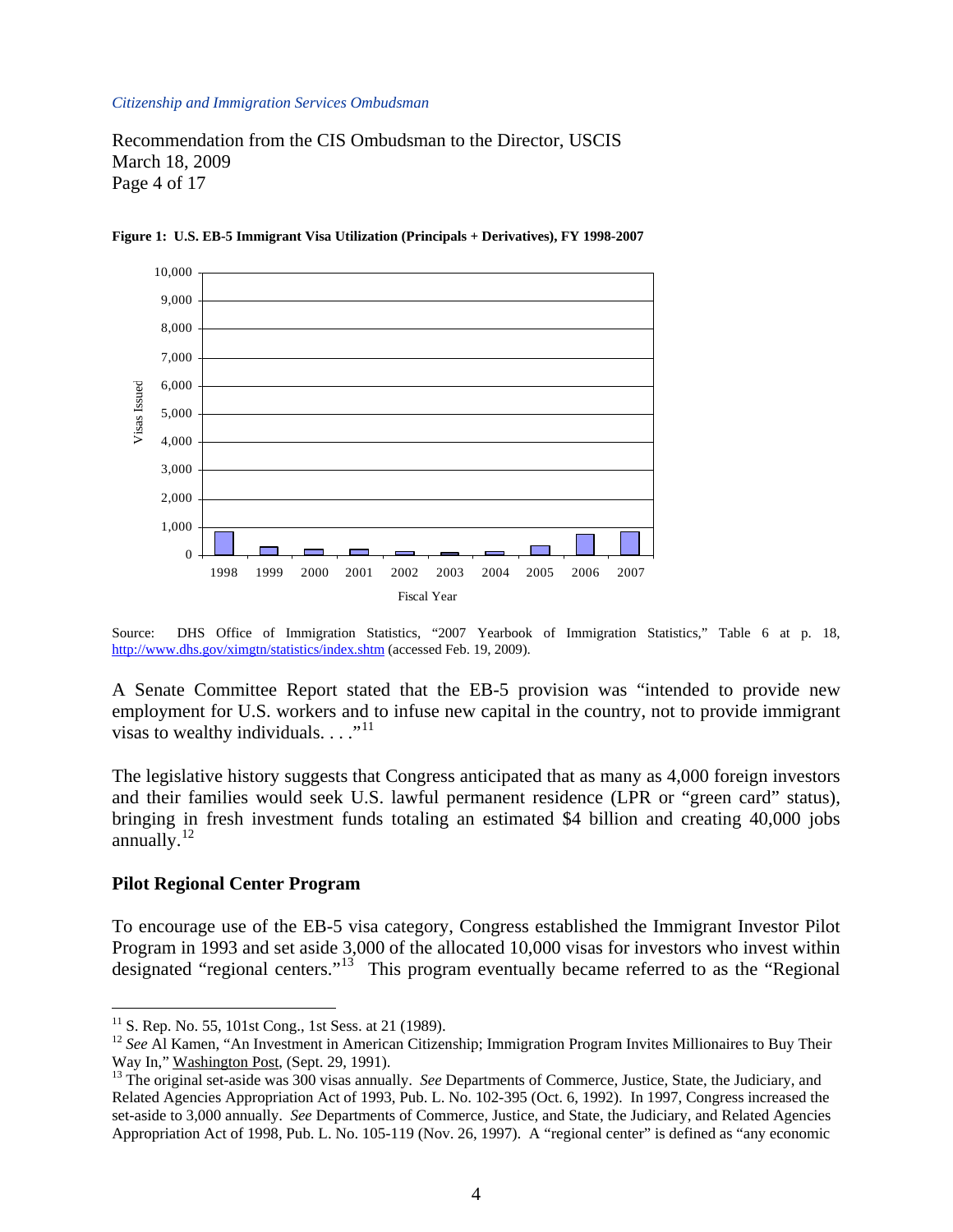**Figure 1: U.S. EB-5 Immigrant Visa Utilization (Principals + Derivatives), FY 1998-2007**

Source: DHS Office of Immigration Statistics, "2007 Yearbook of Immigration Statistics," Table 6 at p. 18, http://www.dhs.gov/ximgtn/statistics/index.shtm (accessed Feb. 19, 2009).

A Senate Committee Report stated that the EB-5 provision was "intended to provide new employment for U.S. workers and to infuse new capital in the country, not to provide immigrant visas to wealthy individuals. . . ."[11]

The legislative history suggests that Congress anticipated that as many as 4,000 foreign investors and their families would seek U.S. lawful permanent residence (LPR or "green card" status), bringing in fresh investment funds totaling an estimated $4 billion and creating 40,000 jobs annually.[12]

## Pilot Regional Center Program

To encourage use of the EB-5 visa category, Congress established the Immigrant Investor Pilot Program in 1993 and set aside 3,000 of the allocated 10,000 visas for investors who invest within designated "regional centers."[13] This program eventually became referred to as the "Regional

---

[11] S. Rep. No. 55, 101st Cong., 1st Sess. at 21 (1989).

[12] *See* Al Kamen, "An Investment in American Citizenship; Immigration Program Invites Millionaires to Buy Their Way In," Washington Post, (Sept. 29, 1991).

[13] The original set-aside was 300 visas annually. *See* Departments of Commerce, Justice, State, the Judiciary, and Related Agencies Appropriation Act of 1993, Pub. L. No. 102-395 (Oct. 6, 1992). In 1997, Congress increased the set-aside to 3,000 annually. *See* Departments of Commerce, Justice, and State, the Judiciary, and Related Agencies Appropriation Act of 1998, Pub. L. No. 105-119 (Nov. 26, 1997). A "regional center" is defined as "any economic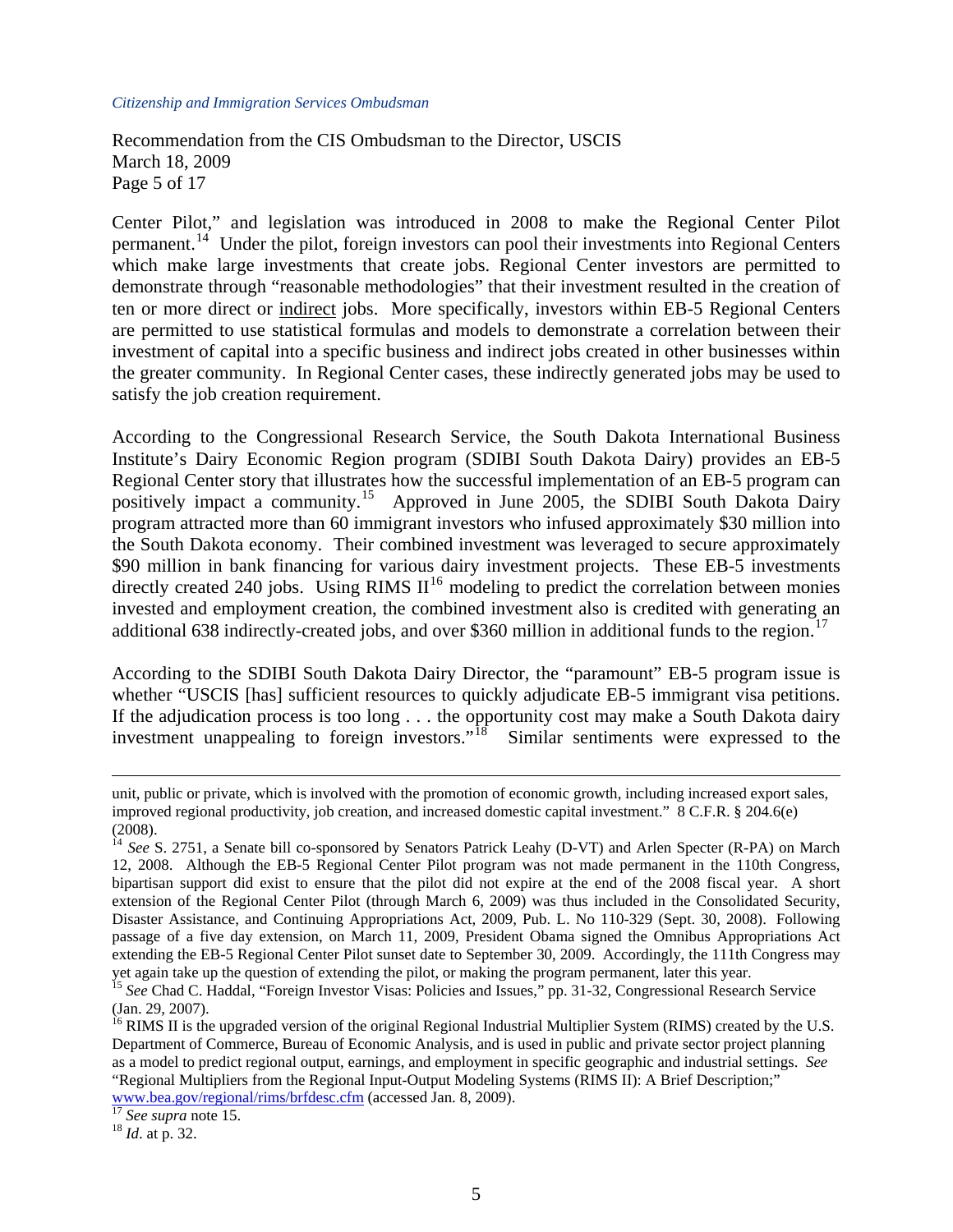Center Pilot," and legislation was introduced in 2008 to make the Regional Center Pilot permanent.[14] Under the pilot, foreign investors can pool their investments into Regional Centers which make large investments that create jobs. Regional Center investors are permitted to demonstrate through "reasonable methodologies" that their investment resulted in the creation of ten or more direct or <u>indirect</u> jobs. More specifically, investors within EB-5 Regional Centers are permitted to use statistical formulas and models to demonstrate a correlation between their investment of capital into a specific business and indirect jobs created in other businesses within the greater community. In Regional Center cases, these indirectly generated jobs may be used to satisfy the job creation requirement.

According to the Congressional Research Service, the South Dakota International Business Institute's Dairy Economic Region program (SDIBI South Dakota Dairy) provides an EB-5 Regional Center story that illustrates how the successful implementation of an EB-5 program can positively impact a community.[15] Approved in June 2005, the SDIBI South Dakota Dairy program attracted more than 60 immigrant investors who infused approximately $30 million into the South Dakota economy. Their combined investment was leveraged to secure approximately $90 million in bank financing for various dairy investment projects. These EB-5 investments directly created 240 jobs. Using RIMS II[16] modeling to predict the correlation between monies invested and employment creation, the combined investment also is credited with generating an additional 638 indirectly-created jobs, and over $360 million in additional funds to the region.[17]

According to the SDIBI South Dakota Dairy Director, the "paramount" EB-5 program issue is whether "USCIS [has] sufficient resources to quickly adjudicate EB-5 immigrant visa petitions. If the adjudication process is too long . . . the opportunity cost may make a South Dakota dairy investment unappealing to foreign investors."[18] Similar sentiments were expressed to the

---

unit, public or private, which is involved with the promotion of economic growth, including increased export sales, improved regional productivity, job creation, and increased domestic capital investment." 8 C.F.R. § 204.6(e) (2008).

[14] *See* S. 2751, a Senate bill co-sponsored by Senators Patrick Leahy (D-VT) and Arlen Specter (R-PA) on March 12, 2008. Although the EB-5 Regional Center Pilot program was not made permanent in the 110th Congress, bipartisan support did exist to ensure that the pilot did not expire at the end of the 2008 fiscal year. A short extension of the Regional Center Pilot (through March 6, 2009) was thus included in the Consolidated Security, Disaster Assistance, and Continuing Appropriations Act, 2009, Pub. L. No 110-329 (Sept. 30, 2008). Following passage of a five day extension, on March 11, 2009, President Obama signed the Omnibus Appropriations Act extending the EB-5 Regional Center Pilot sunset date to September 30, 2009. Accordingly, the 111th Congress may yet again take up the question of extending the pilot, or making the program permanent, later this year.

[15] *See* Chad C. Haddal, "Foreign Investor Visas: Policies and Issues," pp. 31-32, Congressional Research Service (Jan. 29, 2007).

[16] RIMS II is the upgraded version of the original Regional Industrial Multiplier System (RIMS) created by the U.S. Department of Commerce, Bureau of Economic Analysis, and is used in public and private sector project planning as a model to predict regional output, earnings, and employment in specific geographic and industrial settings. *See* "Regional Multipliers from the Regional Input-Output Modeling Systems (RIMS II): A Brief Description;" www.bea.gov/regional/rims/brfdesc.cfm (accessed Jan. 8, 2009).

[17] *See supra* note 15.

[18] *Id*. at p. 32.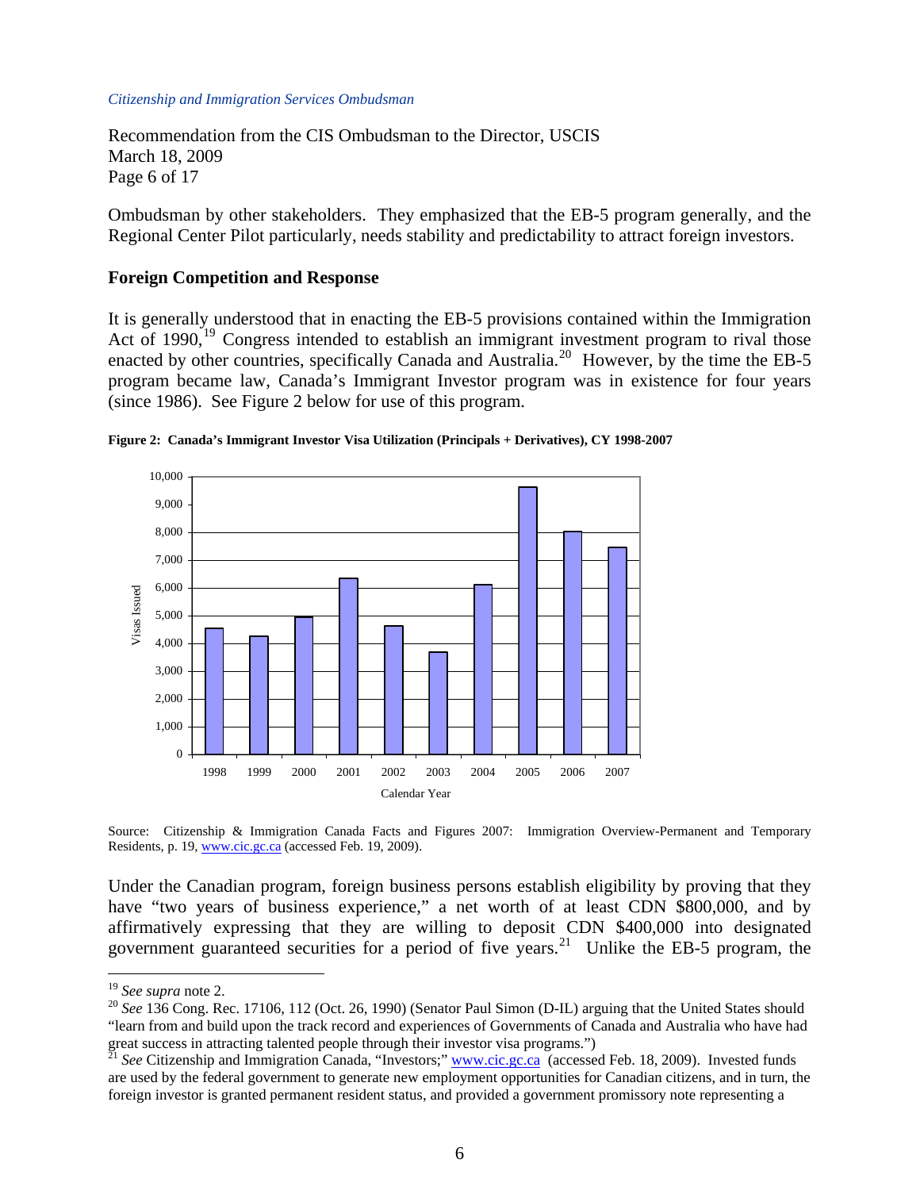Ombudsman by other stakeholders. They emphasized that the EB-5 program generally, and the Regional Center Pilot particularly, needs stability and predictability to attract foreign investors.

## Foreign Competition and Response

It is generally understood that in enacting the EB-5 provisions contained within the Immigration Act of 1990,[19] Congress intended to establish an immigrant investment program to rival those enacted by other countries, specifically Canada and Australia.[20] However, by the time the EB-5 program became law, Canada's Immigrant Investor program was in existence for four years (since 1986). See Figure 2 below for use of this program.

**Figure 2: Canada's Immigrant Investor Visa Utilization (Principals + Derivatives), CY 1998-2007**

Source: Citizenship & Immigration Canada Facts and Figures 2007: Immigration Overview-Permanent and Temporary Residents, p. 19, www.cic.gc.ca (accessed Feb. 19, 2009).

Under the Canadian program, foreign business persons establish eligibility by proving that they have "two years of business experience," a net worth of at least CDN $800,000, and by affirmatively expressing that they are willing to deposit CDN $400,000 into designated government guaranteed securities for a period of five years.[21] Unlike the EB-5 program, the

---

[19] *See supra* note 2.

[20] *See* 136 Cong. Rec. 17106, 112 (Oct. 26, 1990) (Senator Paul Simon (D-IL) arguing that the United States should "learn from and build upon the track record and experiences of Governments of Canada and Australia who have had great success in attracting talented people through their investor visa programs.")

[21] *See* Citizenship and Immigration Canada, "Investors;" www.cic.gc.ca (accessed Feb. 18, 2009). Invested funds are used by the federal government to generate new employment opportunities for Canadian citizens, and in turn, the foreign investor is granted permanent resident status, and provided a government promissory note representing a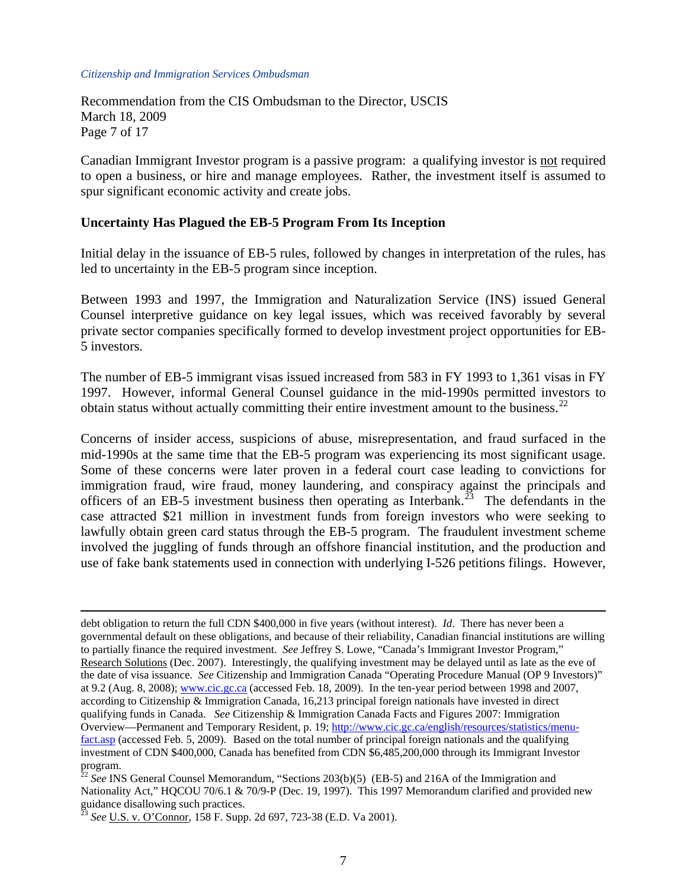Canadian Immigrant Investor program is a passive program: a qualifying investor is not required to open a business, or hire and manage employees. Rather, the investment itself is assumed to spur significant economic activity and create jobs.

**Uncertainty Has Plagued the EB-5 Program From Its Inception**

Initial delay in the issuance of EB-5 rules, followed by changes in interpretation of the rules, has led to uncertainty in the EB-5 program since inception.

Between 1993 and 1997, the Immigration and Naturalization Service (INS) issued General Counsel interpretive guidance on key legal issues, which was received favorably by several private sector companies specifically formed to develop investment project opportunities for EB-5 investors.

The number of EB-5 immigrant visas issued increased from 583 in FY 1993 to 1,361 visas in FY 1997. However, informal General Counsel guidance in the mid-1990s permitted investors to obtain status without actually committing their entire investment amount to the business.[22]

Concerns of insider access, suspicions of abuse, misrepresentation, and fraud surfaced in the mid-1990s at the same time that the EB-5 program was experiencing its most significant usage. Some of these concerns were later proven in a federal court case leading to convictions for immigration fraud, wire fraud, money laundering, and conspiracy against the principals and officers of an EB-5 investment business then operating as Interbank.[23] The defendants in the case attracted $21 million in investment funds from foreign investors who were seeking to lawfully obtain green card status through the EB-5 program. The fraudulent investment scheme involved the juggling of funds through an offshore financial institution, and the production and use of fake bank statements used in connection with underlying I-526 petitions filings. However,

---

debt obligation to return the full CDN $400,000 in five years (without interest). *Id*. There has never been a governmental default on these obligations, and because of their reliability, Canadian financial institutions are willing to partially finance the required investment. *See* Jeffrey S. Lowe, "Canada's Immigrant Investor Program," Research Solutions (Dec. 2007). Interestingly, the qualifying investment may be delayed until as late as the eve of the date of visa issuance. *See* Citizenship and Immigration Canada "Operating Procedure Manual (OP 9 Investors)" at 9.2 (Aug. 8, 2008); www.cic.gc.ca (accessed Feb. 18, 2009). In the ten-year period between 1998 and 2007, according to Citizenship & Immigration Canada, 16,213 principal foreign nationals have invested in direct qualifying funds in Canada. *See* Citizenship & Immigration Canada Facts and Figures 2007: Immigration Overview—Permanent and Temporary Resident, p. 19; http://www.cic.gc.ca/english/resources/statistics/menu-fact.asp (accessed Feb. 5, 2009). Based on the total number of principal foreign nationals and the qualifying investment of CDN $400,000, Canada has benefited from CDN $6,485,200,000 through its Immigrant Investor program.

[22] *See* INS General Counsel Memorandum, "Sections 203(b)(5) (EB-5) and 216A of the Immigration and Nationality Act," HQCOU 70/6.1 & 70/9-P (Dec. 19, 1997). This 1997 Memorandum clarified and provided new guidance disallowing such practices.

[23] *See* U.S. v. O'Connor, 158 F. Supp. 2d 697, 723-38 (E.D. Va 2001).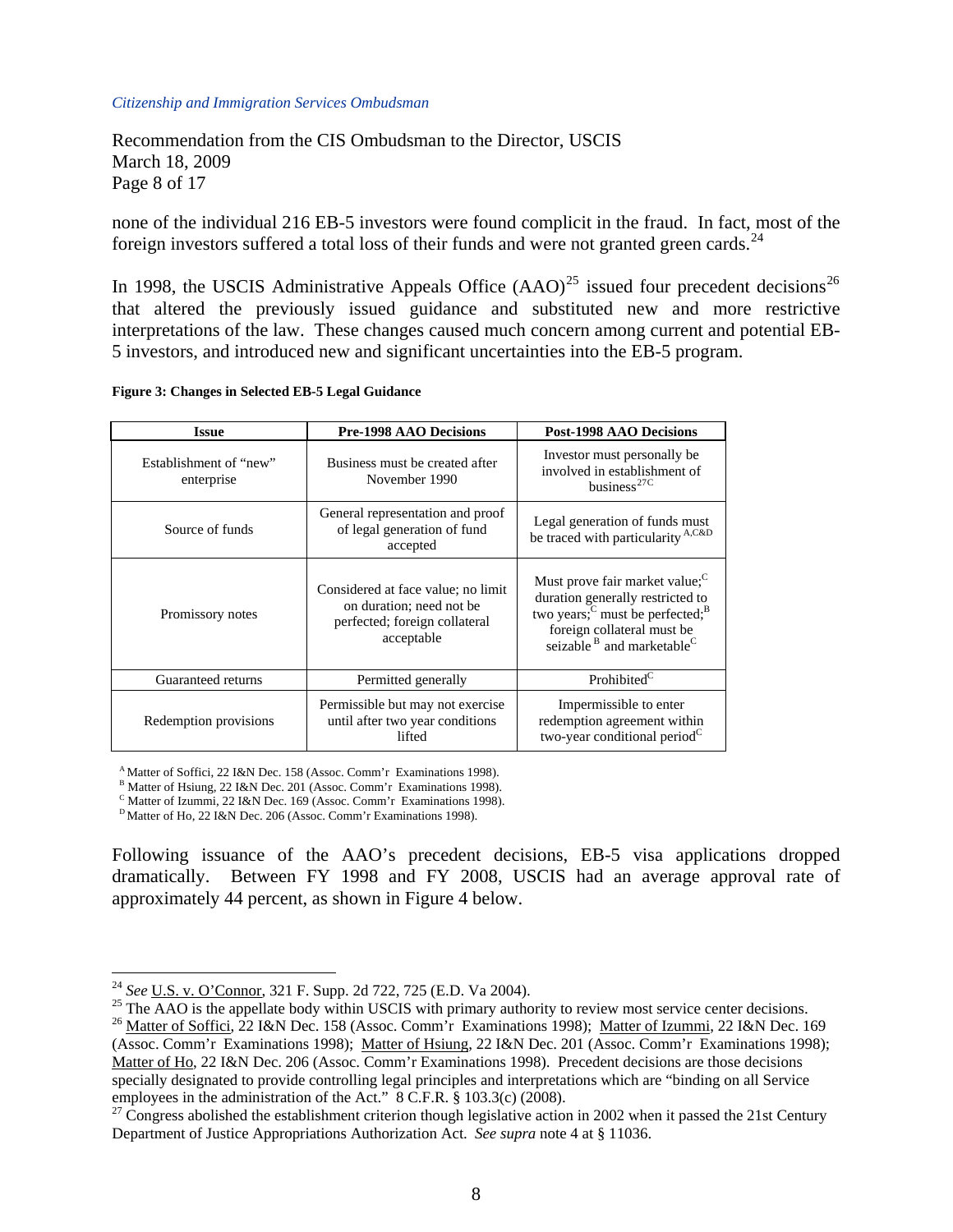none of the individual 216 EB-5 investors were found complicit in the fraud. In fact, most of the foreign investors suffered a total loss of their funds and were not granted green cards.[24]

In 1998, the USCIS Administrative Appeals Office (AAO)[25] issued four precedent decisions[26] that altered the previously issued guidance and substituted new and more restrictive interpretations of the law. These changes caused much concern among current and potential EB-5 investors, and introduced new and significant uncertainties into the EB-5 program.

**Figure 3: Changes in Selected EB-5 Legal Guidance**

| Issue | Pre-1998 AAO Decisions | Post-1998 AAO Decisions |
|---|---|---|
| Establishment of "new" enterprise | Business must be created after November 1990 | Investor must personally be involved in establishment of business[27C] |
| Source of funds | General representation and proof of legal generation of fund accepted | Legal generation of funds must be traced with particularity[A,C&D] |
| Promissory notes | Considered at face value; no limit on duration; need not be perfected; foreign collateral acceptable | Must prove fair market value;[C] duration generally restricted to two years;[C] must be perfected;[B] foreign collateral must be seizable[B] and marketable[C] |
| Guaranteed returns | Permitted generally | Prohibited[C] |
| Redemption provisions | Permissible but may not exercise until after two year conditions lifted | Impermissible to enter redemption agreement within two-year conditional period[C] |

[A] Matter of Soffici, 22 I&N Dec. 158 (Assoc. Comm'r Examinations 1998).
[B] Matter of Hsiung, 22 I&N Dec. 201 (Assoc. Comm'r Examinations 1998).
[C] Matter of Izummi, 22 I&N Dec. 169 (Assoc. Comm'r Examinations 1998).
[D] Matter of Ho, 22 I&N Dec. 206 (Assoc. Comm'r Examinations 1998).

Following issuance of the AAO's precedent decisions, EB-5 visa applications dropped dramatically. Between FY 1998 and FY 2008, USCIS had an average approval rate of approximately 44 percent, as shown in Figure 4 below.

---

[24] *See* U.S. v. O'Connor, 321 F. Supp. 2d 722, 725 (E.D. Va 2004).

[25] The AAO is the appellate body within USCIS with primary authority to review most service center decisions.

[26] Matter of Soffici, 22 I&N Dec. 158 (Assoc. Comm'r Examinations 1998); Matter of Izummi, 22 I&N Dec. 169 (Assoc. Comm'r Examinations 1998); Matter of Hsiung, 22 I&N Dec. 201 (Assoc. Comm'r Examinations 1998); Matter of Ho, 22 I&N Dec. 206 (Assoc. Comm'r Examinations 1998). Precedent decisions are those decisions specially designated to provide controlling legal principles and interpretations which are "binding on all Service employees in the administration of the Act." 8 C.F.R. § 103.3(c) (2008).

[27] Congress abolished the establishment criterion though legislative action in 2002 when it passed the 21st Century Department of Justice Appropriations Authorization Act. *See supra* note 4 at § 11036.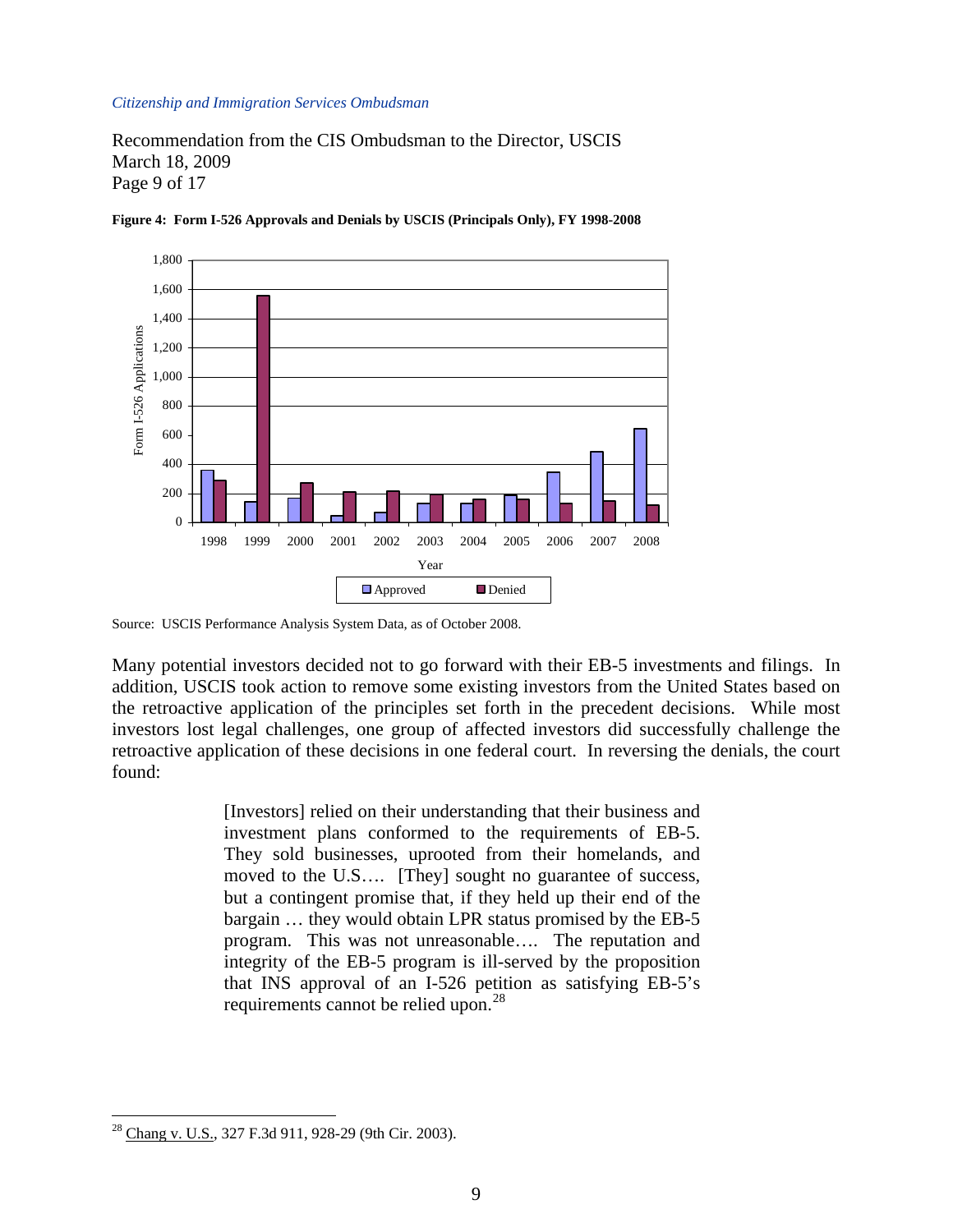**Figure 4: Form I-526 Approvals and Denials by USCIS (Principals Only), FY 1998-2008**

Source: USCIS Performance Analysis System Data, as of October 2008.

Many potential investors decided not to go forward with their EB-5 investments and filings. In addition, USCIS took action to remove some existing investors from the United States based on the retroactive application of the principles set forth in the precedent decisions. While most investors lost legal challenges, one group of affected investors did successfully challenge the retroactive application of these decisions in one federal court. In reversing the denials, the court found:

> [Investors] relied on their understanding that their business and investment plans conformed to the requirements of EB-5. They sold businesses, uprooted from their homelands, and moved to the U.S.… [They] sought no guarantee of success, but a contingent promise that, if they held up their end of the bargain … they would obtain LPR status promised by the EB-5 program. This was not unreasonable…. The reputation and integrity of the EB-5 program is ill-served by the proposition that INS approval of an I-526 petition as satisfying EB-5's requirements cannot be relied upon.[28]

[28] Chang v. U.S., 327 F.3d 911, 928-29 (9th Cir. 2003).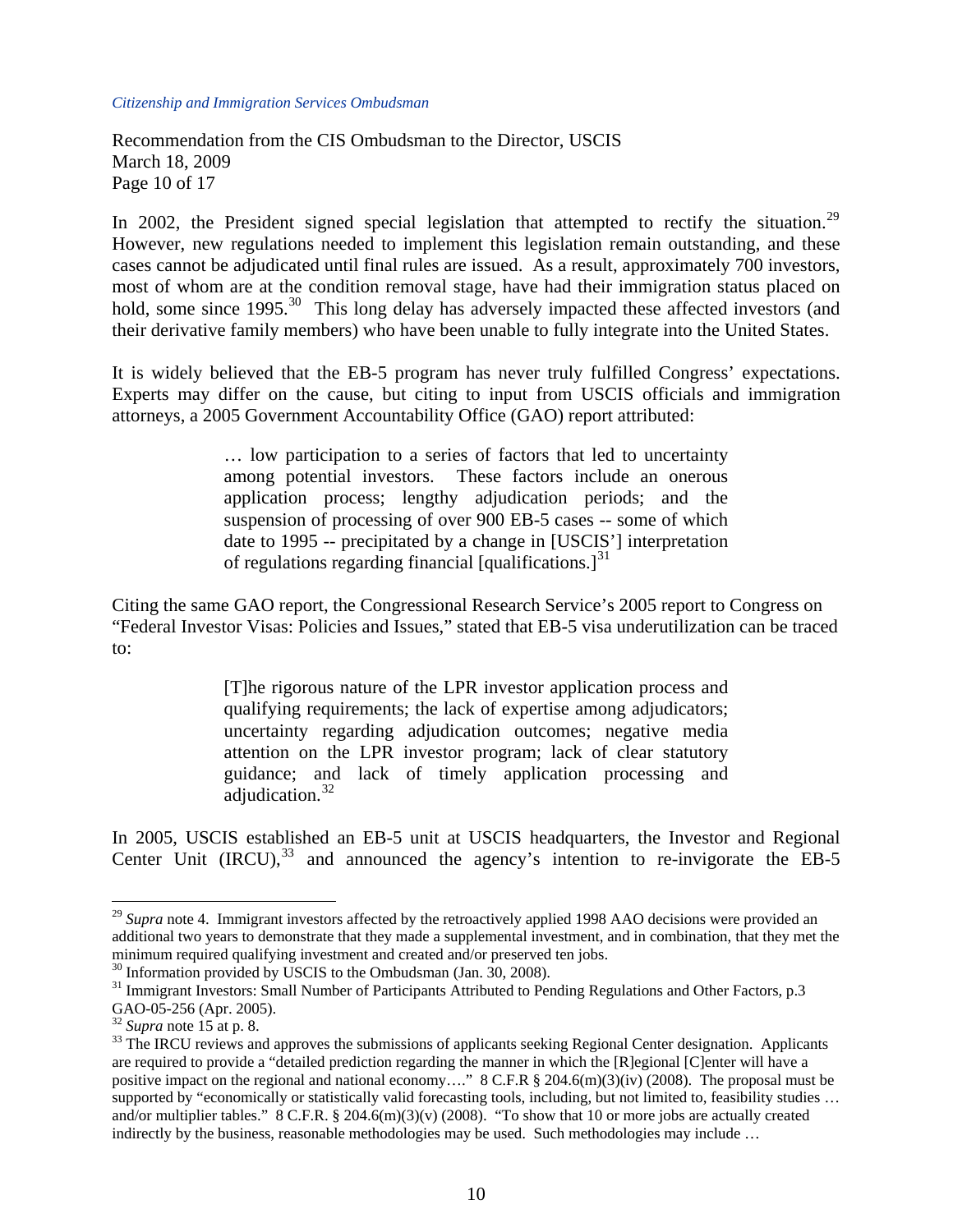In 2002, the President signed special legislation that attempted to rectify the situation.[29] However, new regulations needed to implement this legislation remain outstanding, and these cases cannot be adjudicated until final rules are issued. As a result, approximately 700 investors, most of whom are at the condition removal stage, have had their immigration status placed on hold, some since 1995.[30] This long delay has adversely impacted these affected investors (and their derivative family members) who have been unable to fully integrate into the United States.

It is widely believed that the EB-5 program has never truly fulfilled Congress' expectations. Experts may differ on the cause, but citing to input from USCIS officials and immigration attorneys, a 2005 Government Accountability Office (GAO) report attributed:

> … low participation to a series of factors that led to uncertainty among potential investors. These factors include an onerous application process; lengthy adjudication periods; and the suspension of processing of over 900 EB-5 cases -- some of which date to 1995 -- precipitated by a change in [USCIS'] interpretation of regulations regarding financial [qualifications.][31]

Citing the same GAO report, the Congressional Research Service's 2005 report to Congress on "Federal Investor Visas: Policies and Issues," stated that EB-5 visa underutilization can be traced to:

> [T]he rigorous nature of the LPR investor application process and qualifying requirements; the lack of expertise among adjudicators; uncertainty regarding adjudication outcomes; negative media attention on the LPR investor program; lack of clear statutory guidance; and lack of timely application processing and adjudication.[32]

In 2005, USCIS established an EB-5 unit at USCIS headquarters, the Investor and Regional Center Unit (IRCU),[33] and announced the agency's intention to re-invigorate the EB-5

---

[29] *Supra* note 4. Immigrant investors affected by the retroactively applied 1998 AAO decisions were provided an additional two years to demonstrate that they made a supplemental investment, and in combination, that they met the minimum required qualifying investment and created and/or preserved ten jobs.

[30] Information provided by USCIS to the Ombudsman (Jan. 30, 2008).

[31] Immigrant Investors: Small Number of Participants Attributed to Pending Regulations and Other Factors, p.3 GAO-05-256 (Apr. 2005).

[32] *Supra* note 15 at p. 8.

[33] The IRCU reviews and approves the submissions of applicants seeking Regional Center designation. Applicants are required to provide a "detailed prediction regarding the manner in which the [R]egional [C]enter will have a positive impact on the regional and national economy…." 8 C.F.R § 204.6(m)(3)(iv) (2008). The proposal must be supported by "economically or statistically valid forecasting tools, including, but not limited to, feasibility studies … and/or multiplier tables." 8 C.F.R. § 204.6(m)(3)(v) (2008). "To show that 10 or more jobs are actually created indirectly by the business, reasonable methodologies may be used. Such methodologies may include …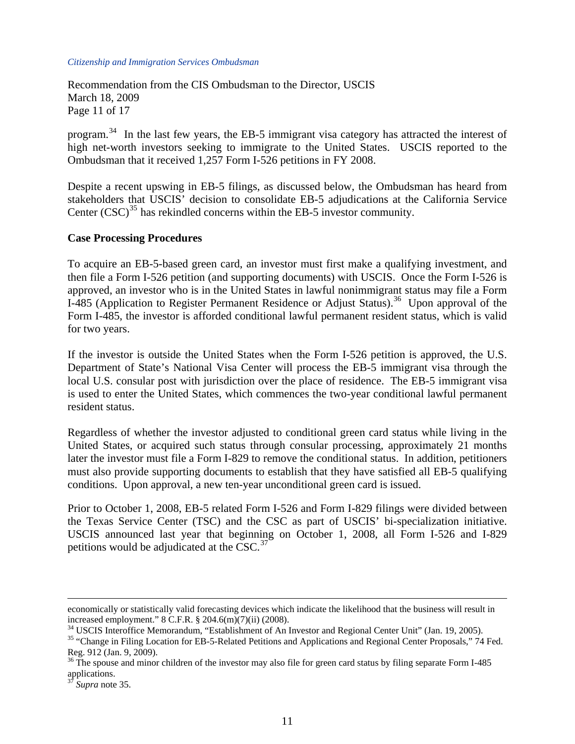program.[34] In the last few years, the EB-5 immigrant visa category has attracted the interest of high net-worth investors seeking to immigrate to the United States. USCIS reported to the Ombudsman that it received 1,257 Form I-526 petitions in FY 2008.

Despite a recent upswing in EB-5 filings, as discussed below, the Ombudsman has heard from stakeholders that USCIS' decision to consolidate EB-5 adjudications at the California Service Center (CSC)[35] has rekindled concerns within the EB-5 investor community.

**Case Processing Procedures**

To acquire an EB-5-based green card, an investor must first make a qualifying investment, and then file a Form I-526 petition (and supporting documents) with USCIS. Once the Form I-526 is approved, an investor who is in the United States in lawful nonimmigrant status may file a Form I-485 (Application to Register Permanent Residence or Adjust Status).[36] Upon approval of the Form I-485, the investor is afforded conditional lawful permanent resident status, which is valid for two years.

If the investor is outside the United States when the Form I-526 petition is approved, the U.S. Department of State's National Visa Center will process the EB-5 immigrant visa through the local U.S. consular post with jurisdiction over the place of residence. The EB-5 immigrant visa is used to enter the United States, which commences the two-year conditional lawful permanent resident status.

Regardless of whether the investor adjusted to conditional green card status while living in the United States, or acquired such status through consular processing, approximately 21 months later the investor must file a Form I-829 to remove the conditional status. In addition, petitioners must also provide supporting documents to establish that they have satisfied all EB-5 qualifying conditions. Upon approval, a new ten-year unconditional green card is issued.

Prior to October 1, 2008, EB-5 related Form I-526 and Form I-829 filings were divided between the Texas Service Center (TSC) and the CSC as part of USCIS' bi-specialization initiative. USCIS announced last year that beginning on October 1, 2008, all Form I-526 and I-829 petitions would be adjudicated at the CSC.[37]

---

economically or statistically valid forecasting devices which indicate the likelihood that the business will result in increased employment." 8 C.F.R. § 204.6(m)(7)(ii) (2008).

[34] USCIS Interoffice Memorandum, "Establishment of An Investor and Regional Center Unit" (Jan. 19, 2005).

[35] "Change in Filing Location for EB-5-Related Petitions and Applications and Regional Center Proposals," 74 Fed. Reg. 912 (Jan. 9, 2009).

[36] The spouse and minor children of the investor may also file for green card status by filing separate Form I-485 applications.

[37] *Supra* note 35.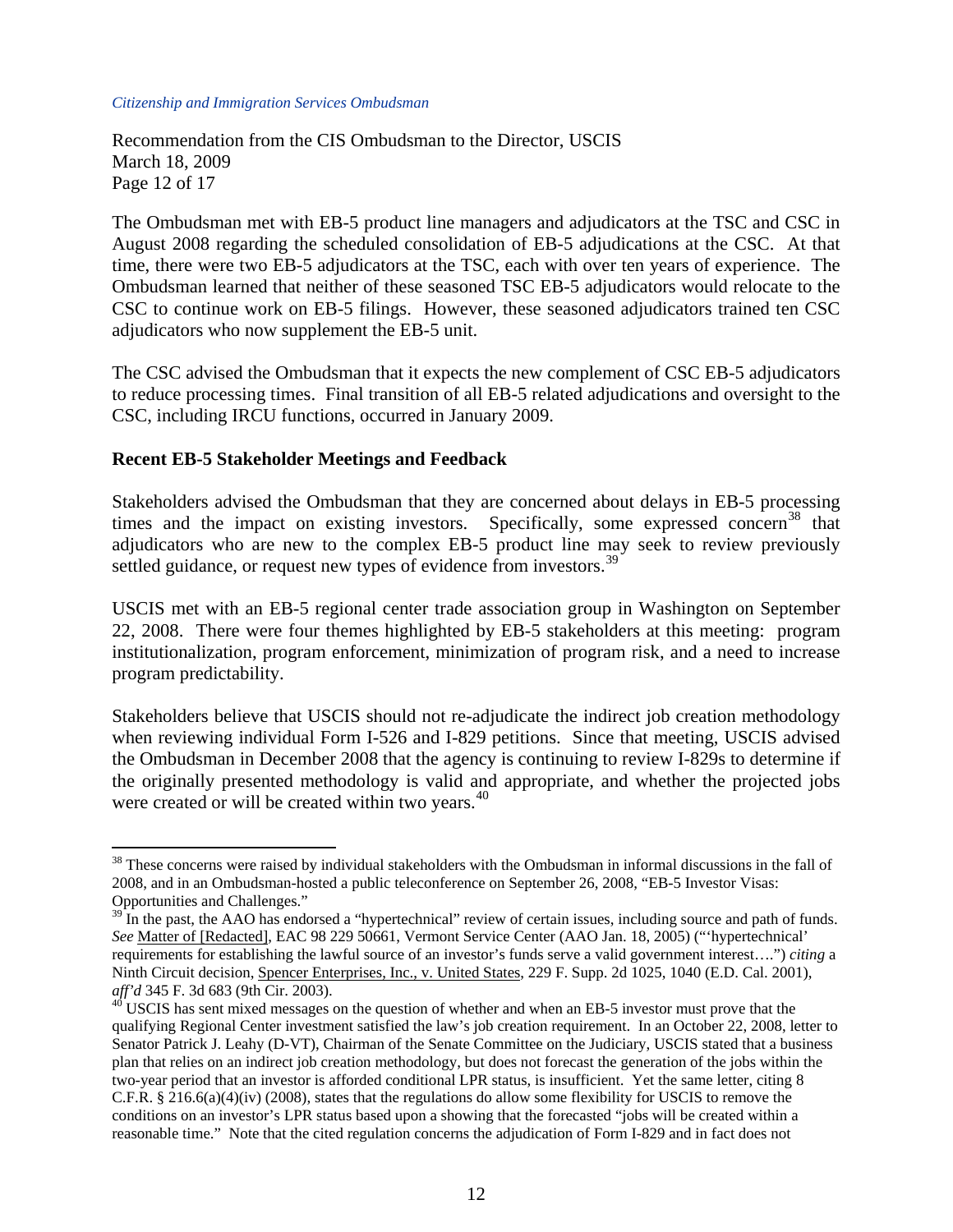The Ombudsman met with EB-5 product line managers and adjudicators at the TSC and CSC in August 2008 regarding the scheduled consolidation of EB-5 adjudications at the CSC. At that time, there were two EB-5 adjudicators at the TSC, each with over ten years of experience. The Ombudsman learned that neither of these seasoned TSC EB-5 adjudicators would relocate to the CSC to continue work on EB-5 filings. However, these seasoned adjudicators trained ten CSC adjudicators who now supplement the EB-5 unit.

The CSC advised the Ombudsman that it expects the new complement of CSC EB-5 adjudicators to reduce processing times. Final transition of all EB-5 related adjudications and oversight to the CSC, including IRCU functions, occurred in January 2009.

**Recent EB-5 Stakeholder Meetings and Feedback**

Stakeholders advised the Ombudsman that they are concerned about delays in EB-5 processing times and the impact on existing investors. Specifically, some expressed concern[38] that adjudicators who are new to the complex EB-5 product line may seek to review previously settled guidance, or request new types of evidence from investors.[39]

USCIS met with an EB-5 regional center trade association group in Washington on September 22, 2008. There were four themes highlighted by EB-5 stakeholders at this meeting: program institutionalization, program enforcement, minimization of program risk, and a need to increase program predictability.

Stakeholders believe that USCIS should not re-adjudicate the indirect job creation methodology when reviewing individual Form I-526 and I-829 petitions. Since that meeting, USCIS advised the Ombudsman in December 2008 that the agency is continuing to review I-829s to determine if the originally presented methodology is valid and appropriate, and whether the projected jobs were created or will be created within two years.[40]

---

[38] These concerns were raised by individual stakeholders with the Ombudsman in informal discussions in the fall of 2008, and in an Ombudsman-hosted a public teleconference on September 26, 2008, "EB-5 Investor Visas: Opportunities and Challenges."

[39] In the past, the AAO has endorsed a "hypertechnical" review of certain issues, including source and path of funds. *See* Matter of [Redacted], EAC 98 229 50661, Vermont Service Center (AAO Jan. 18, 2005) ("'hypertechnical' requirements for establishing the lawful source of an investor's funds serve a valid government interest….") *citing* a Ninth Circuit decision, Spencer Enterprises, Inc., v. United States, 229 F. Supp. 2d 1025, 1040 (E.D. Cal. 2001), *aff'd* 345 F. 3d 683 (9th Cir. 2003).

[40] USCIS has sent mixed messages on the question of whether and when an EB-5 investor must prove that the qualifying Regional Center investment satisfied the law's job creation requirement. In an October 22, 2008, letter to Senator Patrick J. Leahy (D-VT), Chairman of the Senate Committee on the Judiciary, USCIS stated that a business plan that relies on an indirect job creation methodology, but does not forecast the generation of the jobs within the two-year period that an investor is afforded conditional LPR status, is insufficient. Yet the same letter, citing 8 C.F.R. § 216.6(a)(4)(iv) (2008), states that the regulations do allow some flexibility for USCIS to remove the conditions on an investor's LPR status based upon a showing that the forecasted "jobs will be created within a reasonable time." Note that the cited regulation concerns the adjudication of Form I-829 and in fact does not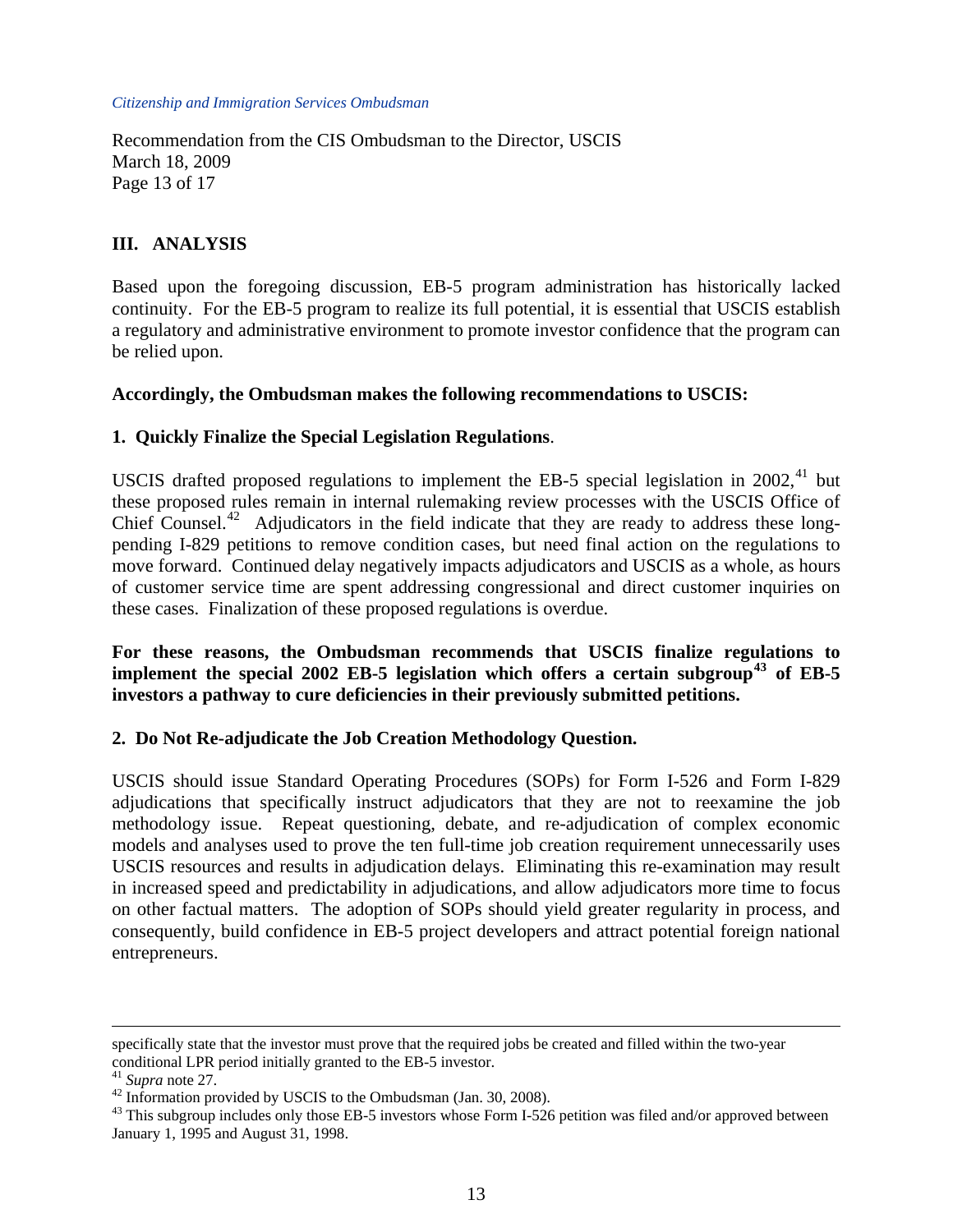## III. ANALYSIS

Based upon the foregoing discussion, EB-5 program administration has historically lacked continuity. For the EB-5 program to realize its full potential, it is essential that USCIS establish a regulatory and administrative environment to promote investor confidence that the program can be relied upon.

**Accordingly, the Ombudsman makes the following recommendations to USCIS:**

**1. Quickly Finalize the Special Legislation Regulations**.

USCIS drafted proposed regulations to implement the EB-5 special legislation in 2002,[41] but these proposed rules remain in internal rulemaking review processes with the USCIS Office of Chief Counsel.[42] Adjudicators in the field indicate that they are ready to address these long-pending I-829 petitions to remove condition cases, but need final action on the regulations to move forward. Continued delay negatively impacts adjudicators and USCIS as a whole, as hours of customer service time are spent addressing congressional and direct customer inquiries on these cases. Finalization of these proposed regulations is overdue.

**For these reasons, the Ombudsman recommends that USCIS finalize regulations to implement the special 2002 EB-5 legislation which offers a certain subgroup[43] of EB-5 investors a pathway to cure deficiencies in their previously submitted petitions.**

**2. Do Not Re-adjudicate the Job Creation Methodology Question.**

USCIS should issue Standard Operating Procedures (SOPs) for Form I-526 and Form I-829 adjudications that specifically instruct adjudicators that they are not to reexamine the job methodology issue. Repeat questioning, debate, and re-adjudication of complex economic models and analyses used to prove the ten full-time job creation requirement unnecessarily uses USCIS resources and results in adjudication delays. Eliminating this re-examination may result in increased speed and predictability in adjudications, and allow adjudicators more time to focus on other factual matters. The adoption of SOPs should yield greater regularity in process, and consequently, build confidence in EB-5 project developers and attract potential foreign national entrepreneurs.

---

specifically state that the investor must prove that the required jobs be created and filled within the two-year conditional LPR period initially granted to the EB-5 investor.

[41] *Supra* note 27.

[42] Information provided by USCIS to the Ombudsman (Jan. 30, 2008).

[43] This subgroup includes only those EB-5 investors whose Form I-526 petition was filed and/or approved between January 1, 1995 and August 31, 1998.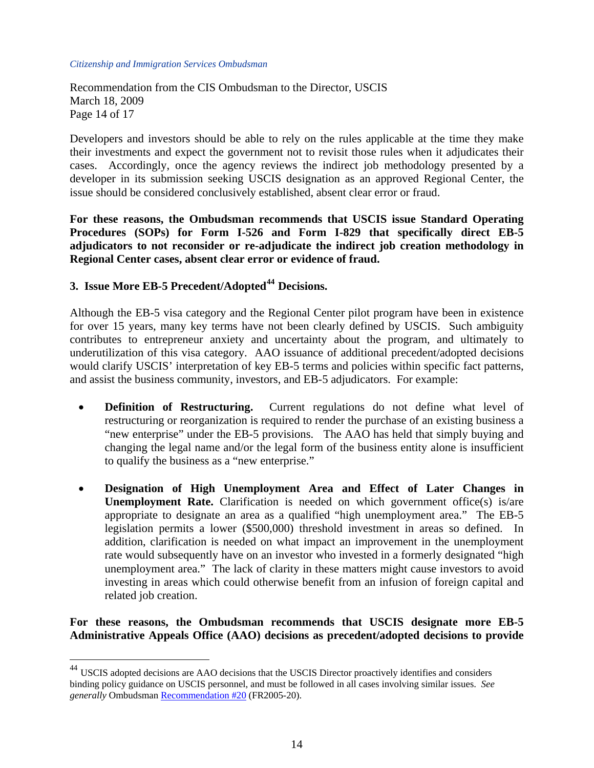Developers and investors should be able to rely on the rules applicable at the time they make their investments and expect the government not to revisit those rules when it adjudicates their cases. Accordingly, once the agency reviews the indirect job methodology presented by a developer in its submission seeking USCIS designation as an approved Regional Center, the issue should be considered conclusively established, absent clear error or fraud.

**For these reasons, the Ombudsman recommends that USCIS issue Standard Operating Procedures (SOPs) for Form I-526 and Form I-829 that specifically direct EB-5 adjudicators to not reconsider or re-adjudicate the indirect job creation methodology in Regional Center cases, absent clear error or evidence of fraud.**

### 3. Issue More EB-5 Precedent/Adopted[44] Decisions.

Although the EB-5 visa category and the Regional Center pilot program have been in existence for over 15 years, many key terms have not been clearly defined by USCIS. Such ambiguity contributes to entrepreneur anxiety and uncertainty about the program, and ultimately to underutilization of this visa category. AAO issuance of additional precedent/adopted decisions would clarify USCIS' interpretation of key EB-5 terms and policies within specific fact patterns, and assist the business community, investors, and EB-5 adjudicators. For example:

- **Definition of Restructuring.** Current regulations do not define what level of restructuring or reorganization is required to render the purchase of an existing business a "new enterprise" under the EB-5 provisions. The AAO has held that simply buying and changing the legal name and/or the legal form of the business entity alone is insufficient to qualify the business as a "new enterprise."

- **Designation of High Unemployment Area and Effect of Later Changes in Unemployment Rate.** Clarification is needed on which government office(s) is/are appropriate to designate an area as a qualified "high unemployment area." The EB-5 legislation permits a lower ($500,000) threshold investment in areas so defined. In addition, clarification is needed on what impact an improvement in the unemployment rate would subsequently have on an investor who invested in a formerly designated "high unemployment area." The lack of clarity in these matters might cause investors to avoid investing in areas which could otherwise benefit from an infusion of foreign capital and related job creation.

**For these reasons, the Ombudsman recommends that USCIS designate more EB-5 Administrative Appeals Office (AAO) decisions as precedent/adopted decisions to provide**

---

[44] USCIS adopted decisions are AAO decisions that the USCIS Director proactively identifies and considers binding policy guidance on USCIS personnel, and must be followed in all cases involving similar issues. *See generally* Ombudsman Recommendation #20 (FR2005-20).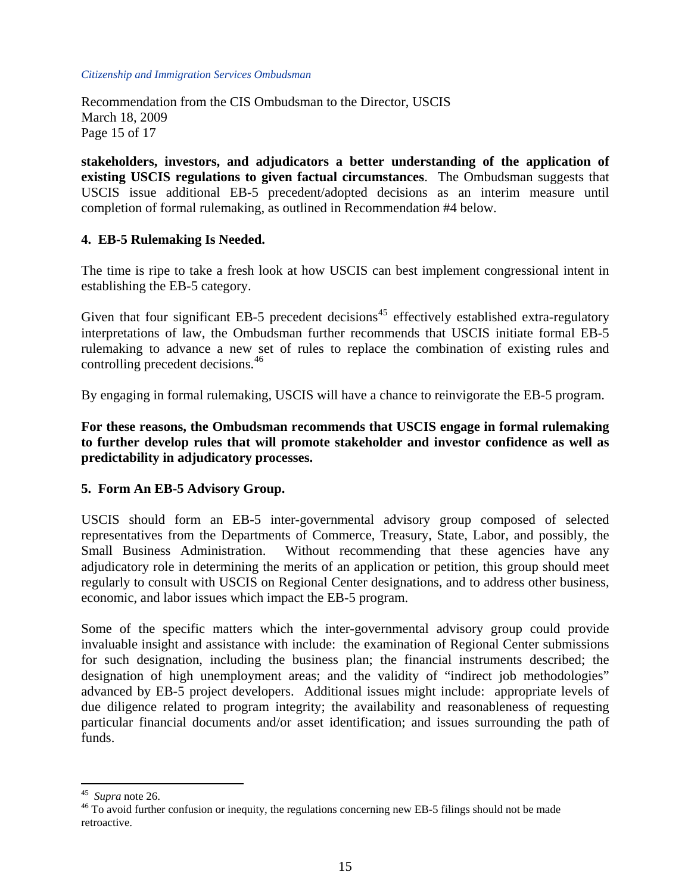**stakeholders, investors, and adjudicators a better understanding of the application of existing USCIS regulations to given factual circumstances**. The Ombudsman suggests that USCIS issue additional EB-5 precedent/adopted decisions as an interim measure until completion of formal rulemaking, as outlined in Recommendation #4 below.

**4. EB-5 Rulemaking Is Needed.**

The time is ripe to take a fresh look at how USCIS can best implement congressional intent in establishing the EB-5 category.

Given that four significant EB-5 precedent decisions[45] effectively established extra-regulatory interpretations of law, the Ombudsman further recommends that USCIS initiate formal EB-5 rulemaking to advance a new set of rules to replace the combination of existing rules and controlling precedent decisions.[46]

By engaging in formal rulemaking, USCIS will have a chance to reinvigorate the EB-5 program.

**For these reasons, the Ombudsman recommends that USCIS engage in formal rulemaking to further develop rules that will promote stakeholder and investor confidence as well as predictability in adjudicatory processes.**

**5. Form An EB-5 Advisory Group.**

USCIS should form an EB-5 inter-governmental advisory group composed of selected representatives from the Departments of Commerce, Treasury, State, Labor, and possibly, the Small Business Administration. Without recommending that these agencies have any adjudicatory role in determining the merits of an application or petition, this group should meet regularly to consult with USCIS on Regional Center designations, and to address other business, economic, and labor issues which impact the EB-5 program.

Some of the specific matters which the inter-governmental advisory group could provide invaluable insight and assistance with include: the examination of Regional Center submissions for such designation, including the business plan; the financial instruments described; the designation of high unemployment areas; and the validity of "indirect job methodologies" advanced by EB-5 project developers. Additional issues might include: appropriate levels of due diligence related to program integrity; the availability and reasonableness of requesting particular financial documents and/or asset identification; and issues surrounding the path of funds.

---

[45] *Supra* note 26.

[46] To avoid further confusion or inequity, the regulations concerning new EB-5 filings should not be made retroactive.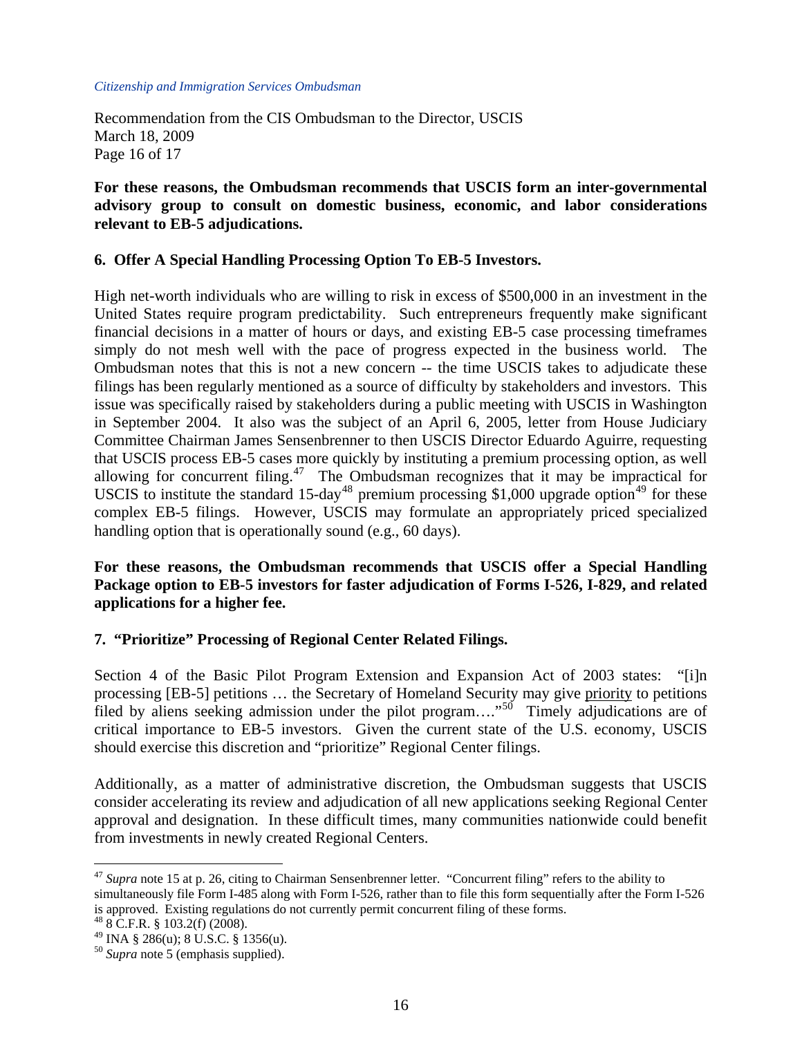**For these reasons, the Ombudsman recommends that USCIS form an inter-governmental advisory group to consult on domestic business, economic, and labor considerations relevant to EB-5 adjudications.**

### 6. Offer A Special Handling Processing Option To EB-5 Investors.

High net-worth individuals who are willing to risk in excess of $500,000 in an investment in the United States require program predictability. Such entrepreneurs frequently make significant financial decisions in a matter of hours or days, and existing EB-5 case processing timeframes simply do not mesh well with the pace of progress expected in the business world. The Ombudsman notes that this is not a new concern -- the time USCIS takes to adjudicate these filings has been regularly mentioned as a source of difficulty by stakeholders and investors. This issue was specifically raised by stakeholders during a public meeting with USCIS in Washington in September 2004. It also was the subject of an April 6, 2005, letter from House Judiciary Committee Chairman James Sensenbrenner to then USCIS Director Eduardo Aguirre, requesting that USCIS process EB-5 cases more quickly by instituting a premium processing option, as well allowing for concurrent filing.[47] The Ombudsman recognizes that it may be impractical for USCIS to institute the standard 15-day[48] premium processing $1,000 upgrade option[49] for these complex EB-5 filings. However, USCIS may formulate an appropriately priced specialized handling option that is operationally sound (e.g., 60 days).

**For these reasons, the Ombudsman recommends that USCIS offer a Special Handling Package option to EB-5 investors for faster adjudication of Forms I-526, I-829, and related applications for a higher fee.**

### 7. "Prioritize" Processing of Regional Center Related Filings.

Section 4 of the Basic Pilot Program Extension and Expansion Act of 2003 states: "[i]n processing [EB-5] petitions … the Secretary of Homeland Security may give <u>priority</u> to petitions filed by aliens seeking admission under the pilot program…."[50] Timely adjudications are of critical importance to EB-5 investors. Given the current state of the U.S. economy, USCIS should exercise this discretion and "prioritize" Regional Center filings.

Additionally, as a matter of administrative discretion, the Ombudsman suggests that USCIS consider accelerating its review and adjudication of all new applications seeking Regional Center approval and designation. In these difficult times, many communities nationwide could benefit from investments in newly created Regional Centers.

---

[47] *Supra* note 15 at p. 26, citing to Chairman Sensenbrenner letter. "Concurrent filing" refers to the ability to simultaneously file Form I-485 along with Form I-526, rather than to file this form sequentially after the Form I-526 is approved. Existing regulations do not currently permit concurrent filing of these forms.

[48] 8 C.F.R. § 103.2(f) (2008).

[49] INA § 286(u); 8 U.S.C. § 1356(u).

[50] *Supra* note 5 (emphasis supplied).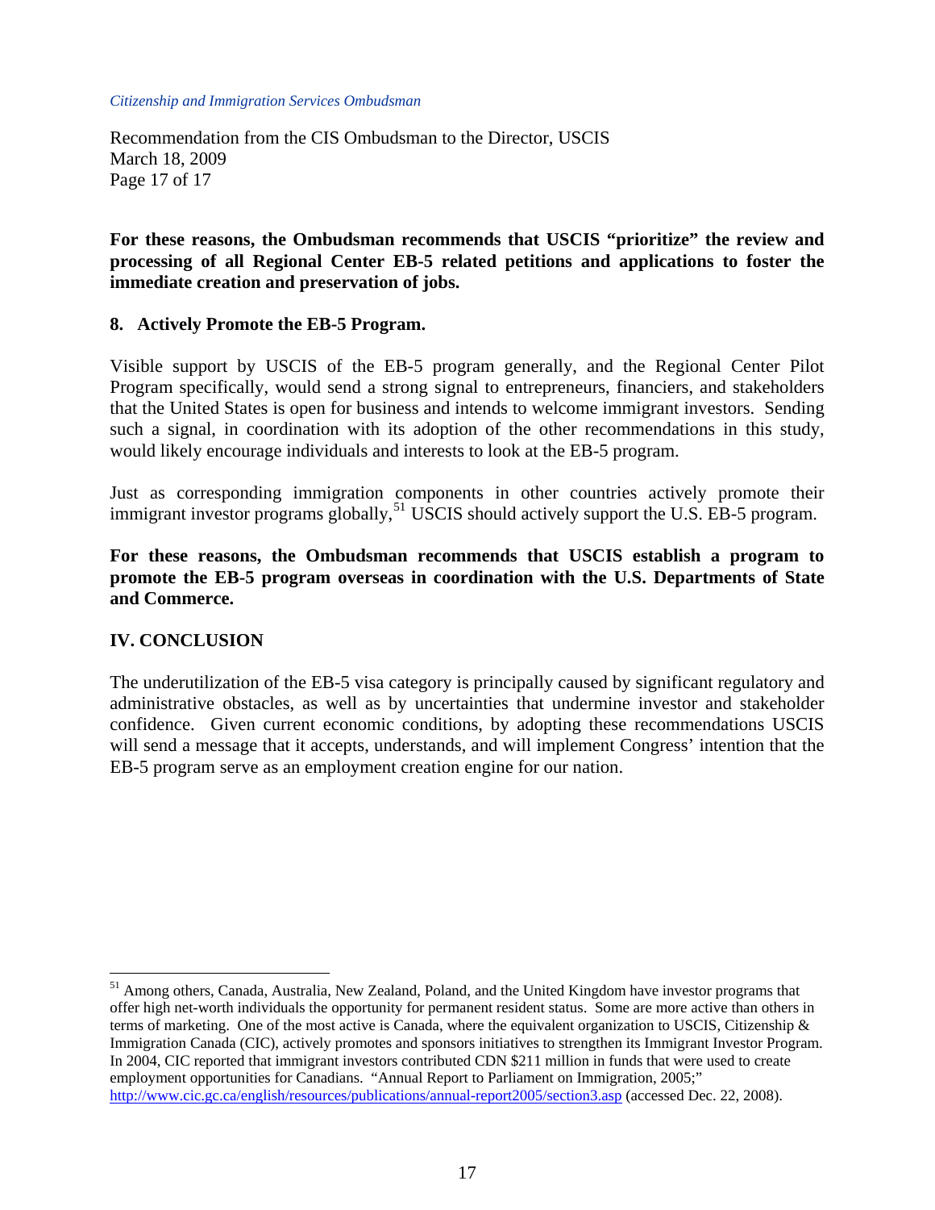**For these reasons, the Ombudsman recommends that USCIS "prioritize" the review and processing of all Regional Center EB-5 related petitions and applications to foster the immediate creation and preservation of jobs.**

### 8. Actively Promote the EB-5 Program.

Visible support by USCIS of the EB-5 program generally, and the Regional Center Pilot Program specifically, would send a strong signal to entrepreneurs, financiers, and stakeholders that the United States is open for business and intends to welcome immigrant investors. Sending such a signal, in coordination with its adoption of the other recommendations in this study, would likely encourage individuals and interests to look at the EB-5 program.

Just as corresponding immigration components in other countries actively promote their immigrant investor programs globally,[51] USCIS should actively support the U.S. EB-5 program.

**For these reasons, the Ombudsman recommends that USCIS establish a program to promote the EB-5 program overseas in coordination with the U.S. Departments of State and Commerce.**

## IV. CONCLUSION

The underutilization of the EB-5 visa category is principally caused by significant regulatory and administrative obstacles, as well as by uncertainties that undermine investor and stakeholder confidence. Given current economic conditions, by adopting these recommendations USCIS will send a message that it accepts, understands, and will implement Congress' intention that the EB-5 program serve as an employment creation engine for our nation.

---

[51] Among others, Canada, Australia, New Zealand, Poland, and the United Kingdom have investor programs that offer high net-worth individuals the opportunity for permanent resident status. Some are more active than others in terms of marketing. One of the most active is Canada, where the equivalent organization to USCIS, Citizenship & Immigration Canada (CIC), actively promotes and sponsors initiatives to strengthen its Immigrant Investor Program. In 2004, CIC reported that immigrant investors contributed CDN $211 million in funds that were used to create employment opportunities for Canadians. "Annual Report to Parliament on Immigration, 2005;" http://www.cic.gc.ca/english/resources/publications/annual-report2005/section3.asp (accessed Dec. 22, 2008).